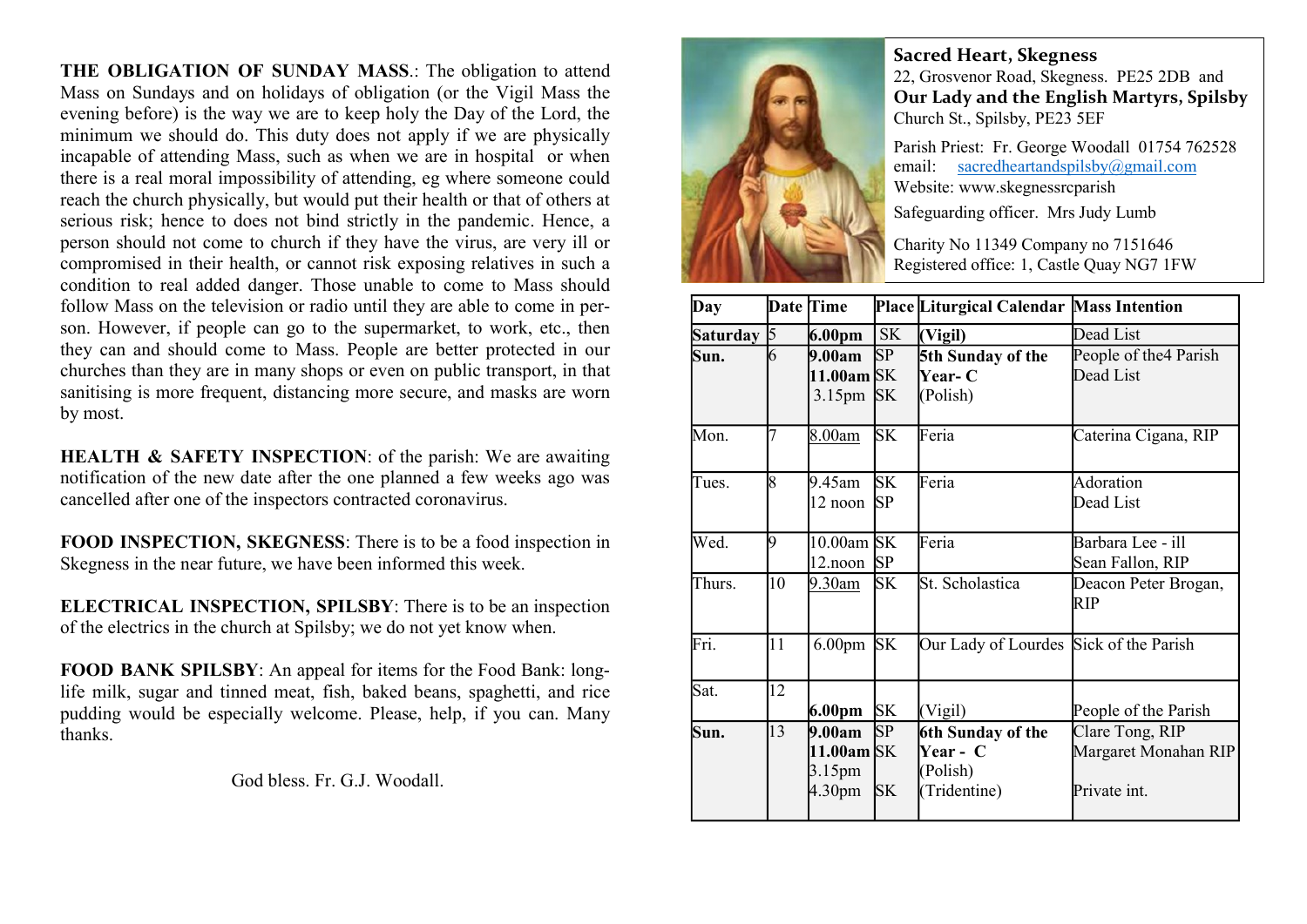**THE OBLIGATION OF SUNDAY MASS**.: The obligation to attend Mass on Sundays and on holidays of obligation (or the Vigil Mass the evening before) is the way we are to keep holy the Day of the Lord, the minimum we should do. This duty does not apply if we are physically incapable of attending Mass, such as when we are in hospital or when there is a real moral impossibility of attending, eg where someone could reach the church physically, but would put their health or that of others at serious risk; hence to does not bind strictly in the pandemic. Hence, a person should not come to church if they have the virus, are very ill or compromised in their health, or cannot risk exposing relatives in such a condition to real added danger. Those unable to come to Mass should follow Mass on the television or radio until they are able to come in person. However, if people can go to the supermarket, to work, etc., then they can and should come to Mass. People are better protected in our churches than they are in many shops or even on public transport, in that sanitising is more frequent, distancing more secure, and masks are worn by most.

**HEALTH & SAFETY INSPECTION**: of the parish: We are awaiting notification of the new date after the one planned a few weeks ago was cancelled after one of the inspectors contracted coronavirus.

**FOOD INSPECTION, SKEGNESS**: There is to be a food inspection in Skegness in the near future, we have been informed this week.

**ELECTRICAL INSPECTION, SPILSBY**: There is to be an inspection of the electrics in the church at Spilsby; we do not yet know when.

**FOOD BANK SPILSBY**: An appeal for items for the Food Bank: long-life milk, sugar and tinned meat, fish, baked beans, spaghetti, and rice pudding would be especially welcome. Please, help, if you can. Many thanks.

God bless. Fr. G.J. Woodall.

**Sacred Heart, Skegness**
22, Grosvenor Road, Skegness. PE25 2DB and
**Our Lady and the English Martyrs, Spilsby**
Church St., Spilsby, PE23 5EF

Parish Priest: Fr. George Woodall 01754 762528
email: sacredheartandspilsby@gmail.com
Website: www.skegnessrcparish

Safeguarding officer. Mrs Judy Lumb

Charity No 11349 Company no 7151646
Registered office: 1, Castle Quay NG7 1FW

| Day | Date | Time | Place | Liturgical Calendar | Mass Intention |
|---|---|---|---|---|---|
| **Saturday** | 5 | **6.00pm** | SK | **(Vigil)** | Dead List |
| **Sun.** | 6 | **9.00am**<br>**11.00am**<br>3.15pm | SP<br>SK<br>SK | **5th Sunday of the Year- C**<br>(Polish) | People of the4 Parish<br>Dead List |
| Mon. | 7 | 8.00am | SK | Feria | Caterina Cigana, RIP |
| Tues. | 8 | 9.45am<br>12 noon | SK<br>SP | Feria | Adoration<br>Dead List |
| Wed. | 9 | 10.00am<br>12.noon | SK<br>SP | Feria | Barbara Lee - ill<br>Sean Fallon, RIP |
| Thurs. | 10 | 9.30am | SK | St. Scholastica | Deacon Peter Brogan, RIP |
| Fri. | 11 | 6.00pm | SK | Our Lady of Lourdes | Sick of the Parish |
| Sat. | 12 | **6.00pm** | SK | (Vigil) | People of the Parish |
| **Sun.** | 13 | **9.00am**<br>**11.00am**<br>3.15pm<br>4.30pm | SP<br>SK<br><br>SK | **6th Sunday of the Year - C**<br>(Polish)<br>(Tridentine) | Clare Tong, RIP<br>Margaret Monahan RIP<br><br>Private int. |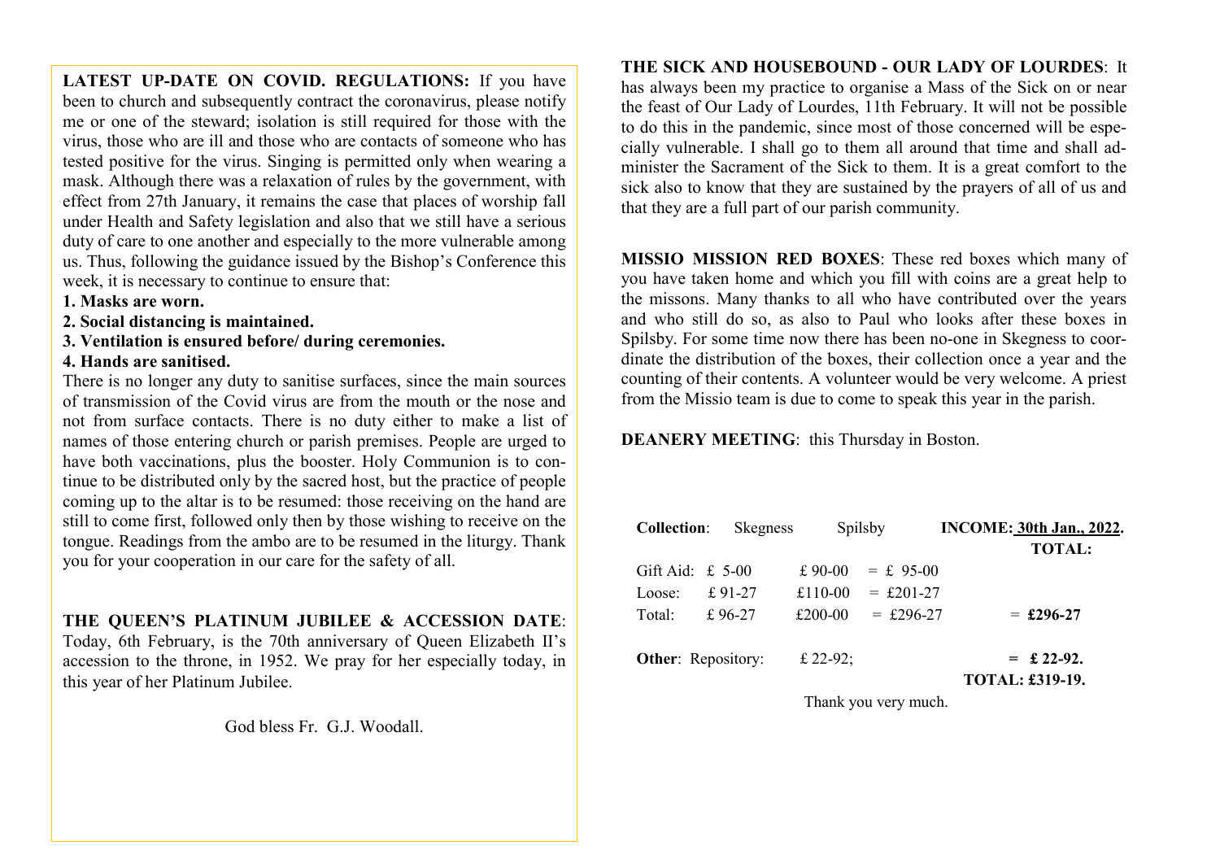**LATEST UP-DATE ON COVID. REGULATIONS:** If you have been to church and subsequently contract the coronavirus, please notify me or one of the steward; isolation is still required for those with the virus, those who are ill and those who are contacts of someone who has tested positive for the virus. Singing is permitted only when wearing a mask. Although there was a relaxation of rules by the government, with effect from 27th January, it remains the case that places of worship fall under Health and Safety legislation and also that we still have a serious duty of care to one another and especially to the more vulnerable among us. Thus, following the guidance issued by the Bishop's Conference this week, it is necessary to continue to ensure that:

**1. Masks are worn.**
**2. Social distancing is maintained.**
**3. Ventilation is ensured before/ during ceremonies.**
**4. Hands are sanitised.**

There is no longer any duty to sanitise surfaces, since the main sources of transmission of the Covid virus are from the mouth or the nose and not from surface contacts. There is no duty either to make a list of names of those entering church or parish premises. People are urged to have both vaccinations, plus the booster. Holy Communion is to continue to be distributed only by the sacred host, but the practice of people coming up to the altar is to be resumed: those receiving on the hand are still to come first, followed only then by those wishing to receive on the tongue. Readings from the ambo are to be resumed in the liturgy. Thank you for your cooperation in our care for the safety of all.

**THE QUEEN'S PLATINUM JUBILEE & ACCESSION DATE**: Today, 6th February, is the 70th anniversary of Queen Elizabeth II's accession to the throne, in 1952. We pray for her especially today, in this year of her Platinum Jubilee.

God bless Fr. G.J. Woodall.

**THE SICK AND HOUSEBOUND - OUR LADY OF LOURDES**: It has always been my practice to organise a Mass of the Sick on or near the feast of Our Lady of Lourdes, 11th February. It will not be possible to do this in the pandemic, since most of those concerned will be especially vulnerable. I shall go to them all around that time and shall administer the Sacrament of the Sick to them. It is a great comfort to the sick also to know that they are sustained by the prayers of all of us and that they are a full part of our parish community.

**MISSIO MISSION RED BOXES**: These red boxes which many of you have taken home and which you fill with coins are a great help to the missons. Many thanks to all who have contributed over the years and who still do so, as also to Paul who looks after these boxes in Spilsby. For some time now there has been no-one in Skegness to coordinate the distribution of the boxes, their collection once a year and the counting of their contents. A volunteer would be very welcome. A priest from the Missio team is due to come to speak this year in the parish.

**DEANERY MEETING**: this Thursday in Boston.

| **Collection**: | Skegness | Spilsby | | **INCOME: 30th Jan., 2022.** **TOTAL:** |
|---|---|---|---|---|
| Gift Aid: | £ 5-00 | £ 90-00 | = £ 95-00 | |
| Loose: | £ 91-27 | £110-00 | = £201-27 | |
| Total: | £ 96-27 | £200-00 | = £296-27 | = **£296-27** |
| **Other**: Repository: | | £ 22-92; | | = **£ 22-92.** |
| | | | | **TOTAL: £319-19.** |

Thank you very much.